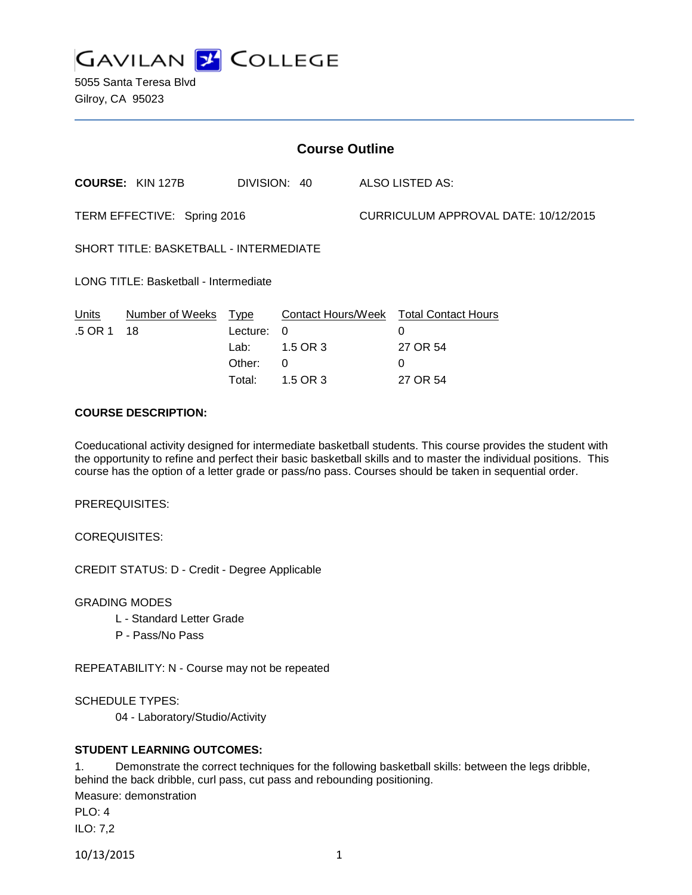# GAVILAN COLLEGE

5055 Santa Teresa Blvd
Gilroy, CA 95023

## Course Outline

**COURSE:** KIN 127B DIVISION: 40 ALSO LISTED AS:

TERM EFFECTIVE: Spring 2016 CURRICULUM APPROVAL DATE: 10/12/2015

SHORT TITLE: BASKETBALL - INTERMEDIATE

LONG TITLE: Basketball - Intermediate

| Units | Number of Weeks | Type | Contact Hours/Week | Total Contact Hours |
|---|---|---|---|---|
| .5 OR 1 | 18 | Lecture: | 0 | 0 |
| | | Lab: | 1.5 OR 3 | 27 OR 54 |
| | | Other: | 0 | 0 |
| | | Total: | 1.5 OR 3 | 27 OR 54 |

**COURSE DESCRIPTION:**

Coeducational activity designed for intermediate basketball students. This course provides the student with the opportunity to refine and perfect their basic basketball skills and to master the individual positions. This course has the option of a letter grade or pass/no pass. Courses should be taken in sequential order.

PREREQUISITES:

COREQUISITES:

CREDIT STATUS: D - Credit - Degree Applicable

GRADING MODES

L - Standard Letter Grade
P - Pass/No Pass

REPEATABILITY: N - Course may not be repeated

SCHEDULE TYPES:

04 - Laboratory/Studio/Activity

**STUDENT LEARNING OUTCOMES:**

1. Demonstrate the correct techniques for the following basketball skills: between the legs dribble, behind the back dribble, curl pass, cut pass and rebounding positioning.

Measure: demonstration

PLO: 4

ILO: 7,2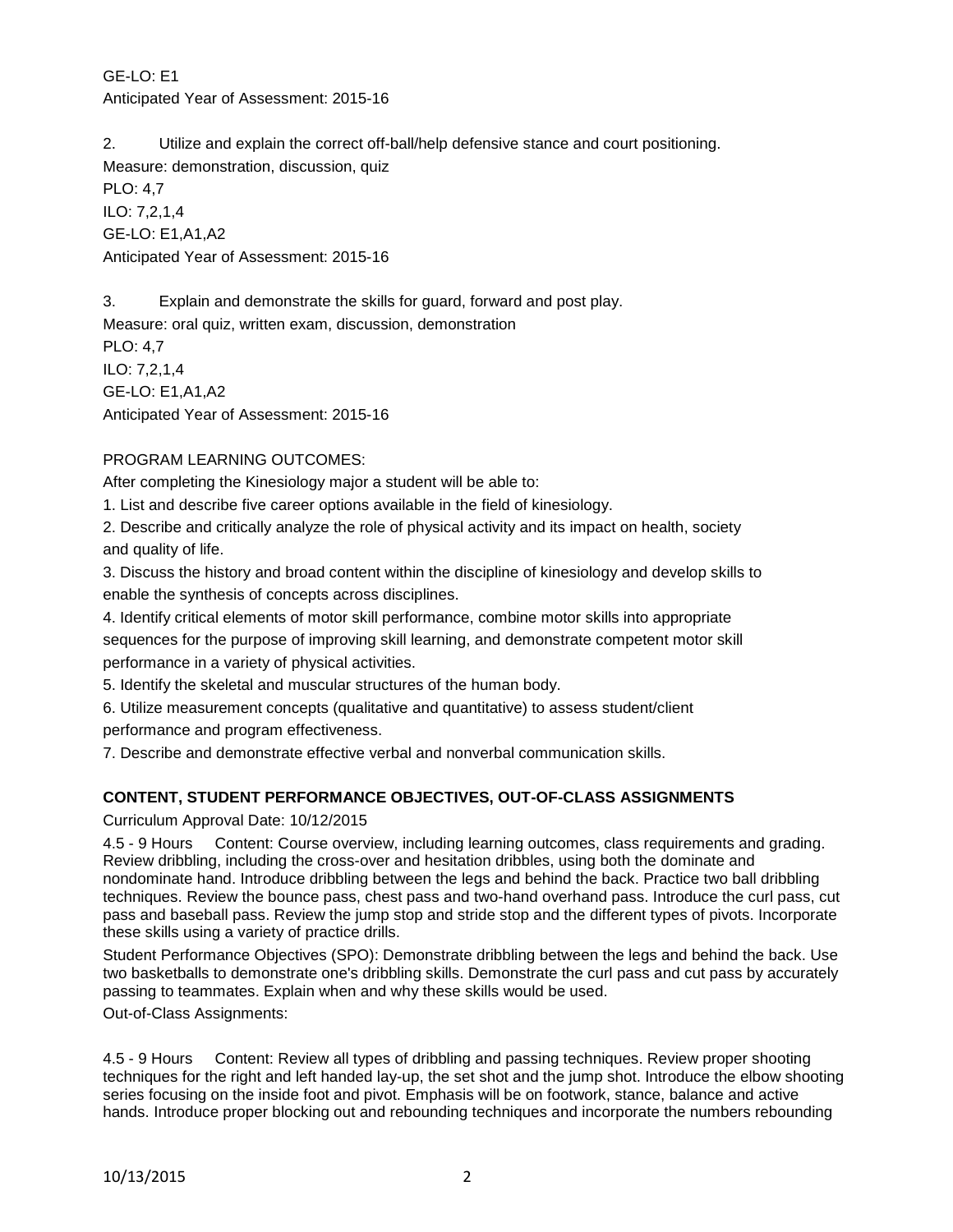GE-LO: E1
Anticipated Year of Assessment: 2015-16

2. Utilize and explain the correct off-ball/help defensive stance and court positioning.
Measure: demonstration, discussion, quiz
PLO: 4,7
ILO: 7,2,1,4
GE-LO: E1,A1,A2
Anticipated Year of Assessment: 2015-16

3. Explain and demonstrate the skills for guard, forward and post play.
Measure: oral quiz, written exam, discussion, demonstration
PLO: 4,7
ILO: 7,2,1,4
GE-LO: E1,A1,A2
Anticipated Year of Assessment: 2015-16

PROGRAM LEARNING OUTCOMES:
After completing the Kinesiology major a student will be able to:
1. List and describe five career options available in the field of kinesiology.
2. Describe and critically analyze the role of physical activity and its impact on health, society and quality of life.
3. Discuss the history and broad content within the discipline of kinesiology and develop skills to enable the synthesis of concepts across disciplines.
4. Identify critical elements of motor skill performance, combine motor skills into appropriate sequences for the purpose of improving skill learning, and demonstrate competent motor skill performance in a variety of physical activities.
5. Identify the skeletal and muscular structures of the human body.
6. Utilize measurement concepts (qualitative and quantitative) to assess student/client performance and program effectiveness.
7. Describe and demonstrate effective verbal and nonverbal communication skills.

**CONTENT, STUDENT PERFORMANCE OBJECTIVES, OUT-OF-CLASS ASSIGNMENTS**

Curriculum Approval Date: 10/12/2015

4.5 - 9 Hours Content: Course overview, including learning outcomes, class requirements and grading. Review dribbling, including the cross-over and hesitation dribbles, using both the dominate and nondominate hand. Introduce dribbling between the legs and behind the back. Practice two ball dribbling techniques. Review the bounce pass, chest pass and two-hand overhand pass. Introduce the curl pass, cut pass and baseball pass. Review the jump stop and stride stop and the different types of pivots. Incorporate these skills using a variety of practice drills.

Student Performance Objectives (SPO): Demonstrate dribbling between the legs and behind the back. Use two basketballs to demonstrate one's dribbling skills. Demonstrate the curl pass and cut pass by accurately passing to teammates. Explain when and why these skills would be used.

Out-of-Class Assignments:

4.5 - 9 Hours Content: Review all types of dribbling and passing techniques. Review proper shooting techniques for the right and left handed lay-up, the set shot and the jump shot. Introduce the elbow shooting series focusing on the inside foot and pivot. Emphasis will be on footwork, stance, balance and active hands. Introduce proper blocking out and rebounding techniques and incorporate the numbers rebounding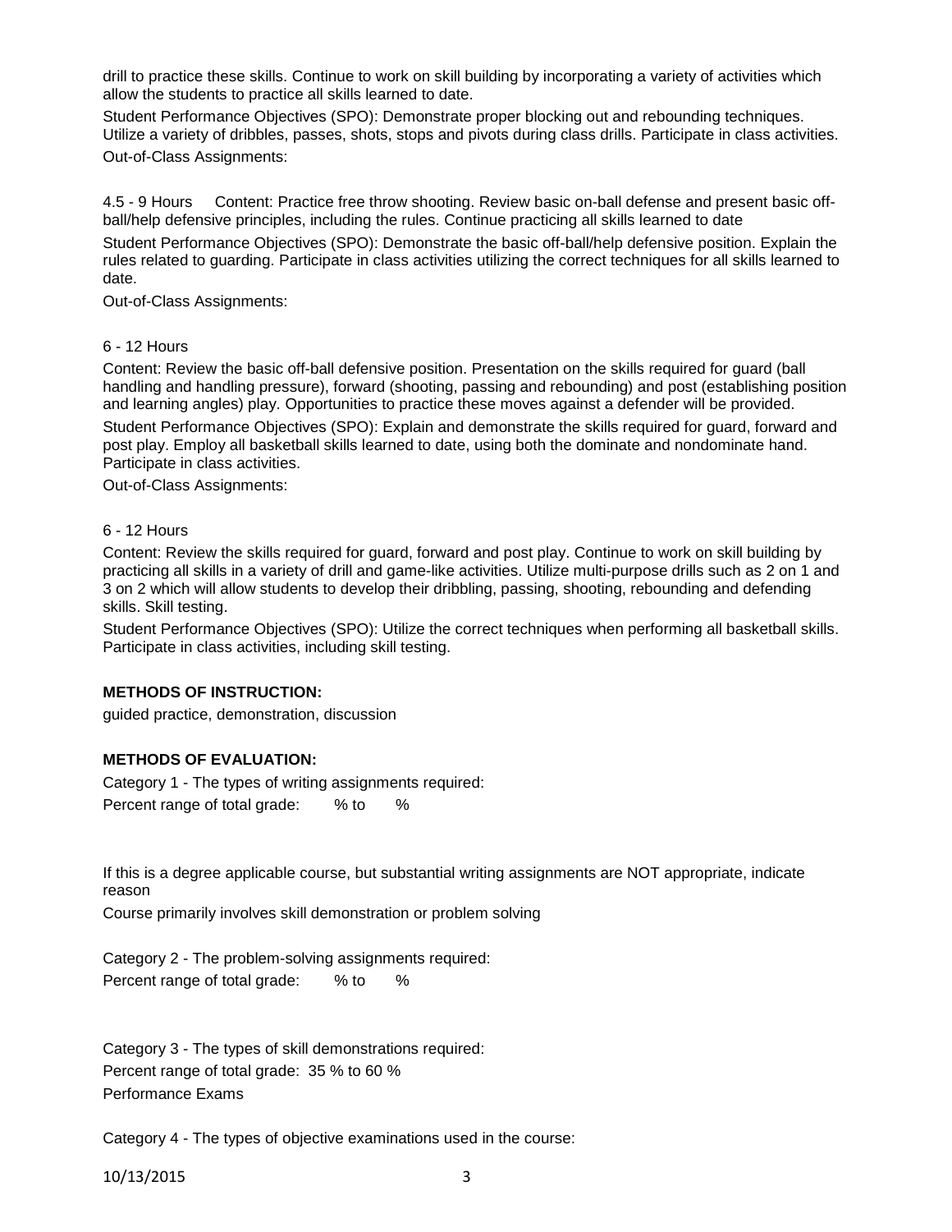drill to practice these skills. Continue to work on skill building by incorporating a variety of activities which allow the students to practice all skills learned to date.

Student Performance Objectives (SPO): Demonstrate proper blocking out and rebounding techniques. Utilize a variety of dribbles, passes, shots, stops and pivots during class drills. Participate in class activities.

Out-of-Class Assignments:

4.5 - 9 Hours Content: Practice free throw shooting. Review basic on-ball defense and present basic off-ball/help defensive principles, including the rules. Continue practicing all skills learned to date

Student Performance Objectives (SPO): Demonstrate the basic off-ball/help defensive position. Explain the rules related to guarding. Participate in class activities utilizing the correct techniques for all skills learned to date.

Out-of-Class Assignments:

6 - 12 Hours

Content: Review the basic off-ball defensive position. Presentation on the skills required for guard (ball handling and handling pressure), forward (shooting, passing and rebounding) and post (establishing position and learning angles) play. Opportunities to practice these moves against a defender will be provided.

Student Performance Objectives (SPO): Explain and demonstrate the skills required for guard, forward and post play. Employ all basketball skills learned to date, using both the dominate and nondominate hand. Participate in class activities.

Out-of-Class Assignments:

6 - 12 Hours

Content: Review the skills required for guard, forward and post play. Continue to work on skill building by practicing all skills in a variety of drill and game-like activities. Utilize multi-purpose drills such as 2 on 1 and 3 on 2 which will allow students to develop their dribbling, passing, shooting, rebounding and defending skills. Skill testing.

Student Performance Objectives (SPO): Utilize the correct techniques when performing all basketball skills. Participate in class activities, including skill testing.

**METHODS OF INSTRUCTION:**

guided practice, demonstration, discussion

**METHODS OF EVALUATION:**

Category 1 - The types of writing assignments required:

Percent range of total grade: % to %

If this is a degree applicable course, but substantial writing assignments are NOT appropriate, indicate reason

Course primarily involves skill demonstration or problem solving

Category 2 - The problem-solving assignments required:

Percent range of total grade: % to %

Category 3 - The types of skill demonstrations required:

Percent range of total grade: 35 % to 60 %

Performance Exams

Category 4 - The types of objective examinations used in the course: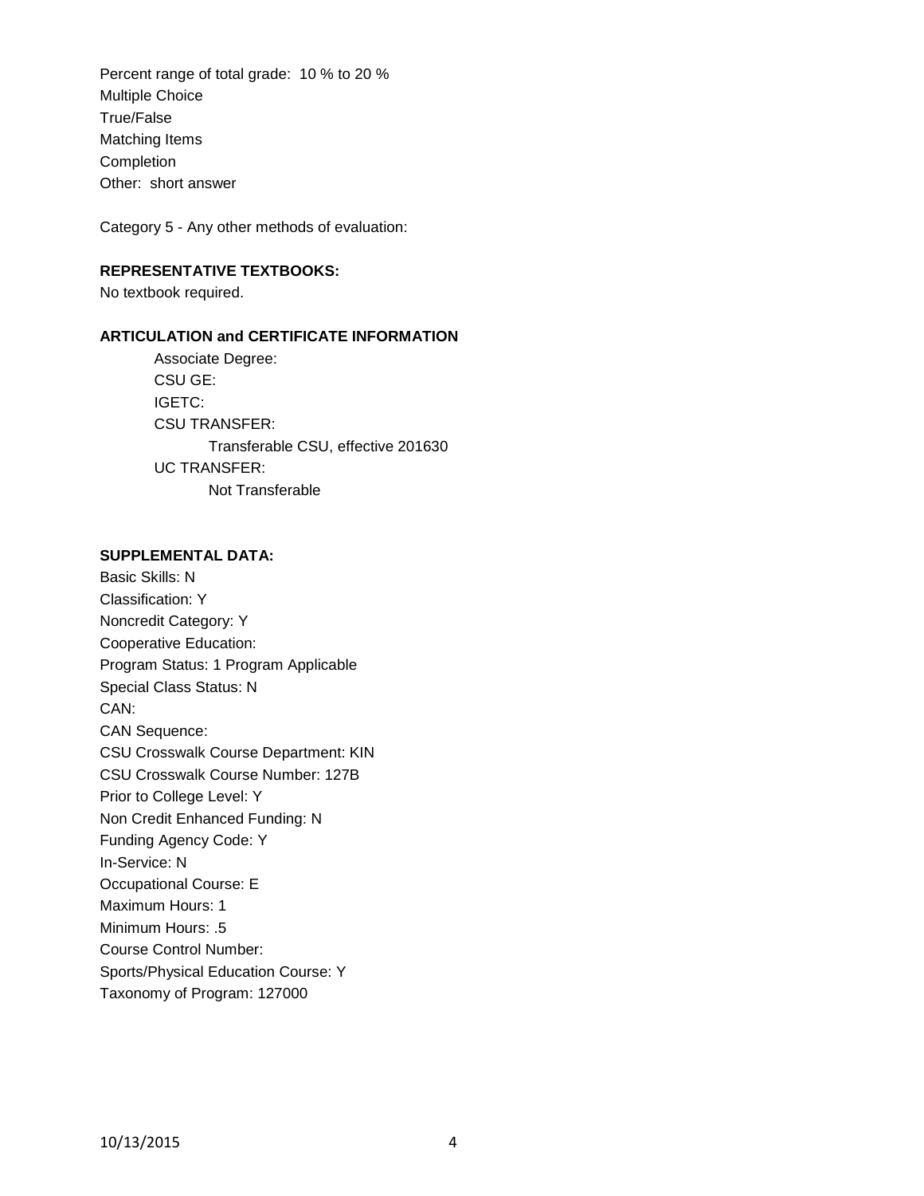Percent range of total grade: 10 % to 20 %
Multiple Choice
True/False
Matching Items
Completion
Other: short answer

Category 5 - Any other methods of evaluation:

**REPRESENTATIVE TEXTBOOKS:**

No textbook required.

**ARTICULATION and CERTIFICATE INFORMATION**

Associate Degree:
CSU GE:
IGETC:
CSU TRANSFER:
Transferable CSU, effective 201630
UC TRANSFER:
Not Transferable

**SUPPLEMENTAL DATA:**

Basic Skills: N
Classification: Y
Noncredit Category: Y
Cooperative Education:
Program Status: 1 Program Applicable
Special Class Status: N
CAN:
CAN Sequence:
CSU Crosswalk Course Department: KIN
CSU Crosswalk Course Number: 127B
Prior to College Level: Y
Non Credit Enhanced Funding: N
Funding Agency Code: Y
In-Service: N
Occupational Course: E
Maximum Hours: 1
Minimum Hours: .5
Course Control Number:
Sports/Physical Education Course: Y
Taxonomy of Program: 127000